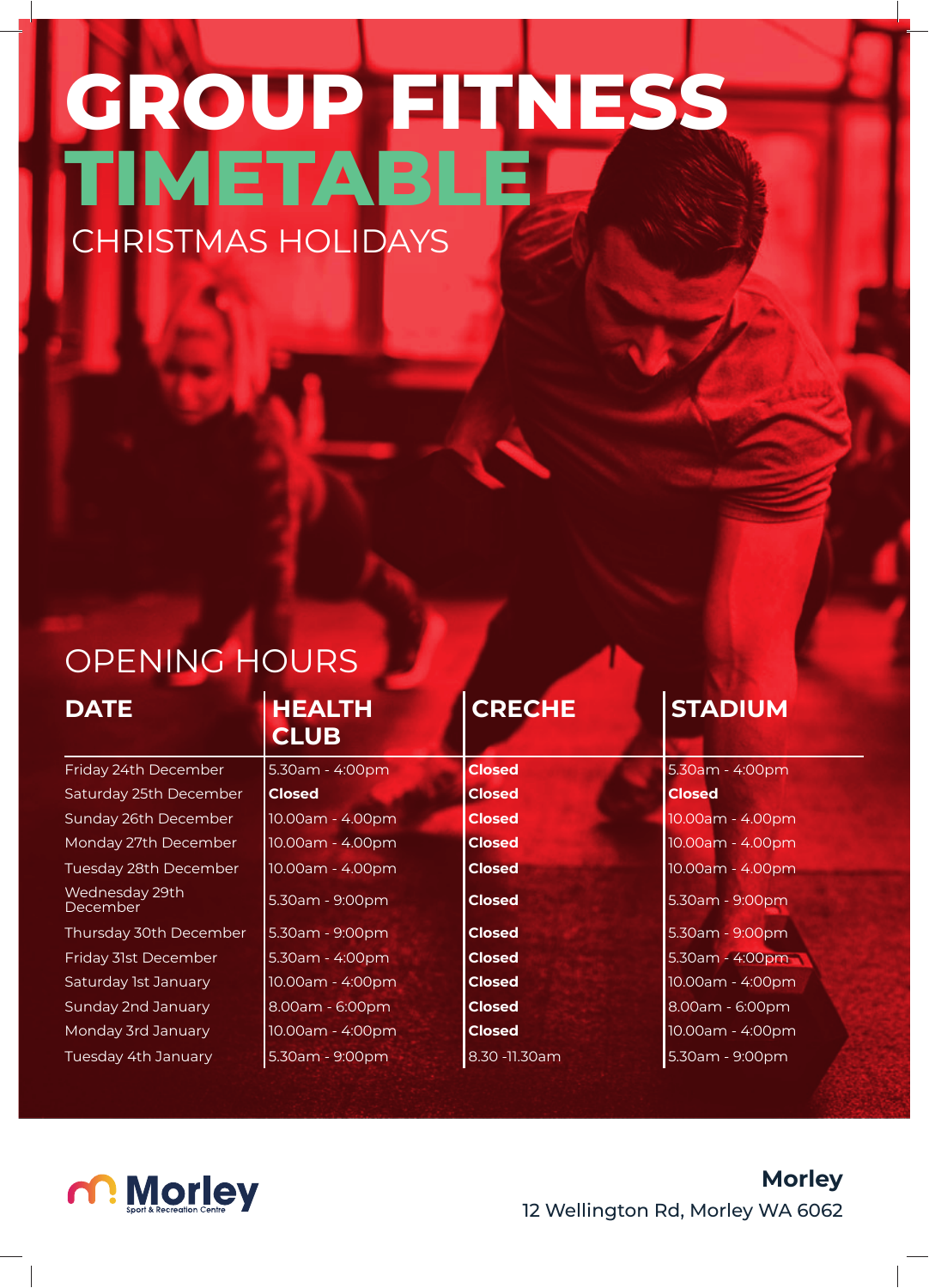# GROUP FITNESS TIMETABLE

## CHRISTMAS HOLIDAYS

## OPENING HOURS

| DATE | HEALTH CLUB | CRECHE | STADIUM |
|---|---|---|---|
| Friday 24th December | 5.30am - 4:00pm | **Closed** | 5.30am - 4:00pm |
| Saturday 25th December | **Closed** | **Closed** | **Closed** |
| Sunday 26th December | 10.00am - 4.00pm | **Closed** | 10.00am - 4.00pm |
| Monday 27th December | 10.00am - 4.00pm | **Closed** | 10.00am - 4.00pm |
| Tuesday 28th December | 10.00am - 4.00pm | **Closed** | 10.00am - 4.00pm |
| Wednesday 29th December | 5.30am - 9:00pm | **Closed** | 5.30am - 9:00pm |
| Thursday 30th December | 5.30am - 9:00pm | **Closed** | 5.30am - 9:00pm |
| Friday 31st December | 5.30am - 4:00pm | **Closed** | 5.30am - 4:00pm |
| Saturday 1st January | 10.00am - 4:00pm | **Closed** | 10.00am - 4:00pm |
| Sunday 2nd January | 8.00am - 6:00pm | **Closed** | 8.00am - 6:00pm |
| Monday 3rd January | 10.00am - 4:00pm | **Closed** | 10.00am - 4:00pm |
| Tuesday 4th January | 5.30am - 9:00pm | 8.30 -11.30am | 5.30am - 9:00pm |

Morley Sport & Recreation Centre

**Morley**
12 Wellington Rd, Morley WA 6062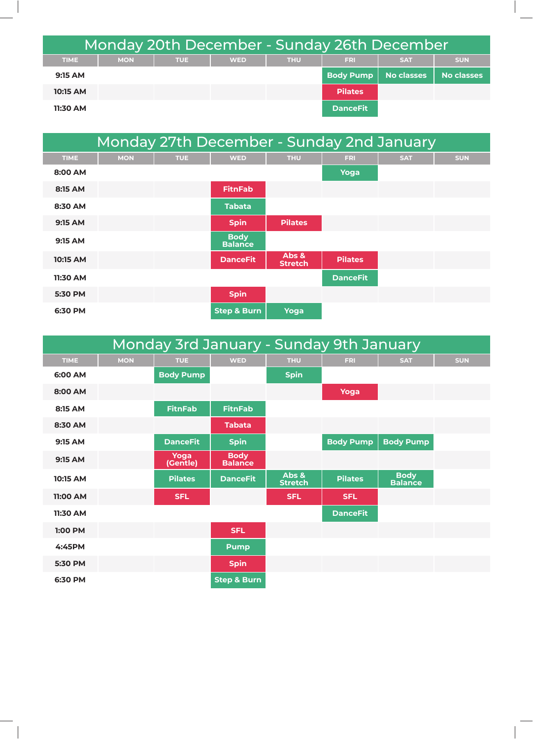## Monday 20th December - Sunday 26th December

| TIME | MON | TUE | WED | THU | FRI | SAT | SUN |
|---|---|---|---|---|---|---|---|
| 9:15 AM | | | | | Body Pump | No classes | No classes |
| 10:15 AM | | | | | Pilates | | |
| 11:30 AM | | | | | DanceFit | | |

## Monday 27th December - Sunday 2nd January

| TIME | MON | TUE | WED | THU | FRI | SAT | SUN |
|---|---|---|---|---|---|---|---|
| 8:00 AM | | | | | Yoga | | |
| 8:15 AM | | | FitnFab | | | | |
| 8:30 AM | | | Tabata | | | | |
| 9:15 AM | | | Spin | Pilates | | | |
| 9:15 AM | | | Body Balance | | | | |
| 10:15 AM | | | DanceFit | Abs & Stretch | Pilates | | |
| 11:30 AM | | | | | DanceFit | | |
| 5:30 PM | | | Spin | | | | |
| 6:30 PM | | | Step & Burn | Yoga | | | |

## Monday 3rd January - Sunday 9th January

| TIME | MON | TUE | WED | THU | FRI | SAT | SUN |
|---|---|---|---|---|---|---|---|
| 6:00 AM | | Body Pump | | Spin | | | |
| 8:00 AM | | | | | Yoga | | |
| 8:15 AM | | FitnFab | FitnFab | | | | |
| 8:30 AM | | | Tabata | | | | |
| 9:15 AM | | DanceFit | Spin | | Body Pump | Body Pump | |
| 9:15 AM | | Yoga (Gentle) | Body Balance | | | | |
| 10:15 AM | | Pilates | DanceFit | Abs & Stretch | Pilates | Body Balance | |
| 11:00 AM | | SFL | | SFL | SFL | | |
| 11:30 AM | | | | | DanceFit | | |
| 1:00 PM | | | SFL | | | | |
| 4:45PM | | | Pump | | | | |
| 5:30 PM | | | Spin | | | | |
| 6:30 PM | | | Step & Burn | | | | |